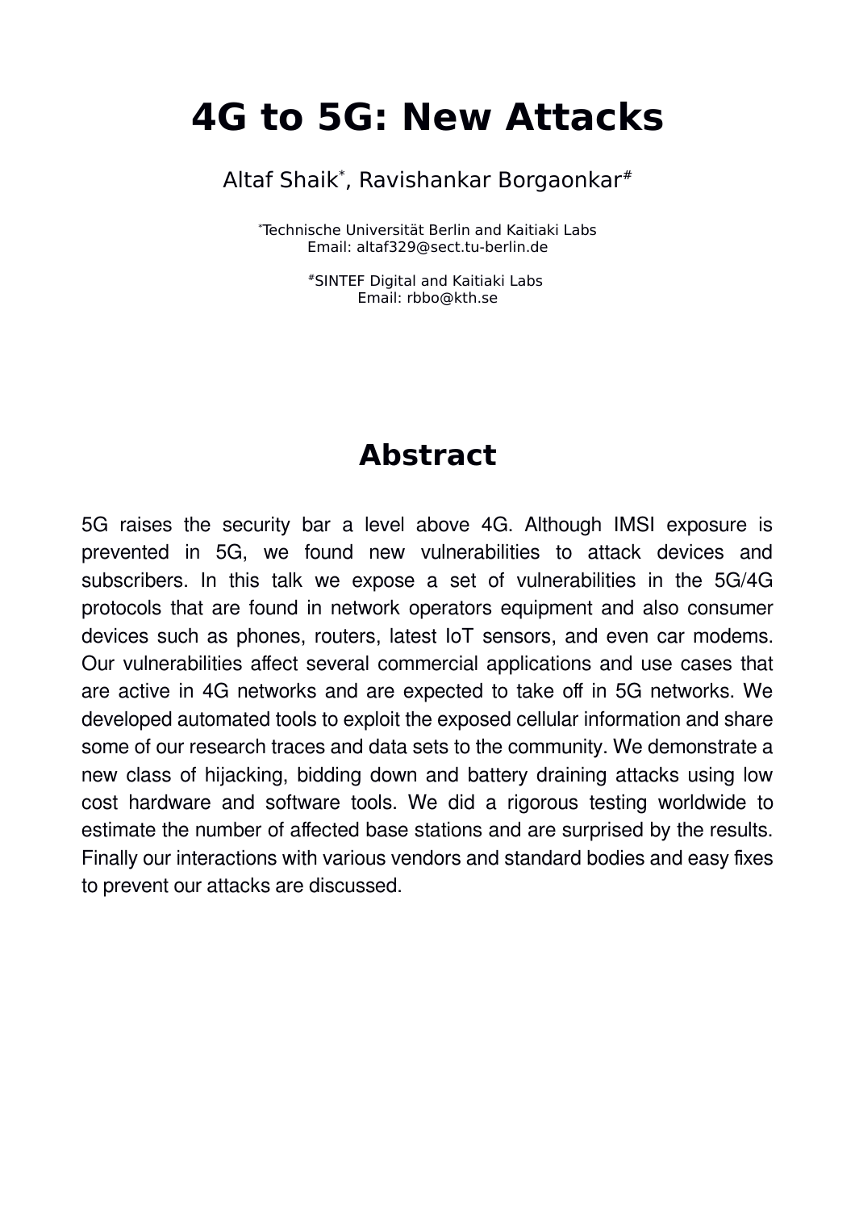# 4G to 5G: New Attacks

Altaf Shaik*, Ravishankar Borgaonkar#

*Technische Universität Berlin and Kaitiaki Labs
Email: altaf329@sect.tu-berlin.de

#SINTEF Digital and Kaitiaki Labs
Email: rbbo@kth.se

## Abstract

5G raises the security bar a level above 4G. Although IMSI exposure is prevented in 5G, we found new vulnerabilities to attack devices and subscribers. In this talk we expose a set of vulnerabilities in the 5G/4G protocols that are found in network operators equipment and also consumer devices such as phones, routers, latest IoT sensors, and even car modems. Our vulnerabilities affect several commercial applications and use cases that are active in 4G networks and are expected to take off in 5G networks. We developed automated tools to exploit the exposed cellular information and share some of our research traces and data sets to the community. We demonstrate a new class of hijacking, bidding down and battery draining attacks using low cost hardware and software tools. We did a rigorous testing worldwide to estimate the number of affected base stations and are surprised by the results. Finally our interactions with various vendors and standard bodies and easy fixes to prevent our attacks are discussed.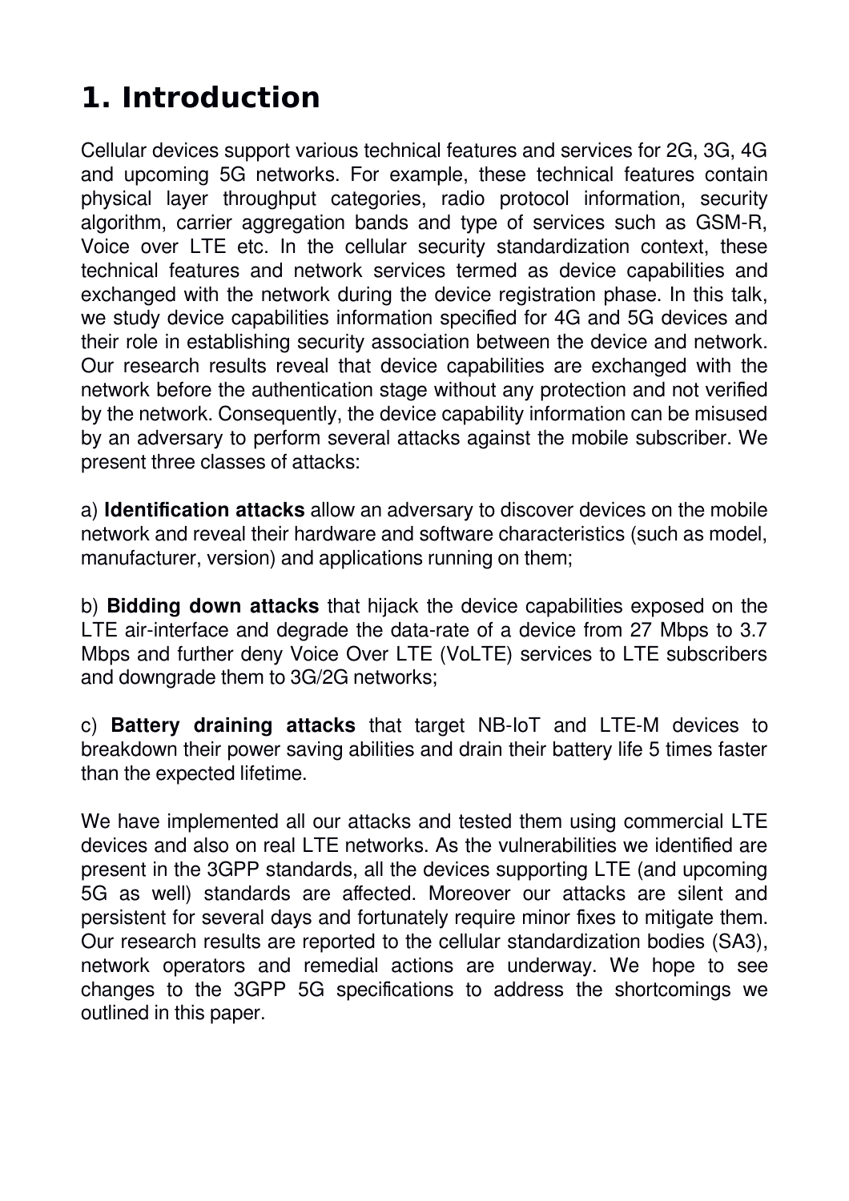# 1. Introduction

Cellular devices support various technical features and services for 2G, 3G, 4G and upcoming 5G networks. For example, these technical features contain physical layer throughput categories, radio protocol information, security algorithm, carrier aggregation bands and type of services such as GSM-R, Voice over LTE etc. In the cellular security standardization context, these technical features and network services termed as device capabilities and exchanged with the network during the device registration phase. In this talk, we study device capabilities information specified for 4G and 5G devices and their role in establishing security association between the device and network. Our research results reveal that device capabilities are exchanged with the network before the authentication stage without any protection and not verified by the network. Consequently, the device capability information can be misused by an adversary to perform several attacks against the mobile subscriber. We present three classes of attacks:

a) **Identification attacks** allow an adversary to discover devices on the mobile network and reveal their hardware and software characteristics (such as model, manufacturer, version) and applications running on them;

b) **Bidding down attacks** that hijack the device capabilities exposed on the LTE air-interface and degrade the data-rate of a device from 27 Mbps to 3.7 Mbps and further deny Voice Over LTE (VoLTE) services to LTE subscribers and downgrade them to 3G/2G networks;

c) **Battery draining attacks** that target NB-IoT and LTE-M devices to breakdown their power saving abilities and drain their battery life 5 times faster than the expected lifetime.

We have implemented all our attacks and tested them using commercial LTE devices and also on real LTE networks. As the vulnerabilities we identified are present in the 3GPP standards, all the devices supporting LTE (and upcoming 5G as well) standards are affected. Moreover our attacks are silent and persistent for several days and fortunately require minor fixes to mitigate them. Our research results are reported to the cellular standardization bodies (SA3), network operators and remedial actions are underway. We hope to see changes to the 3GPP 5G specifications to address the shortcomings we outlined in this paper.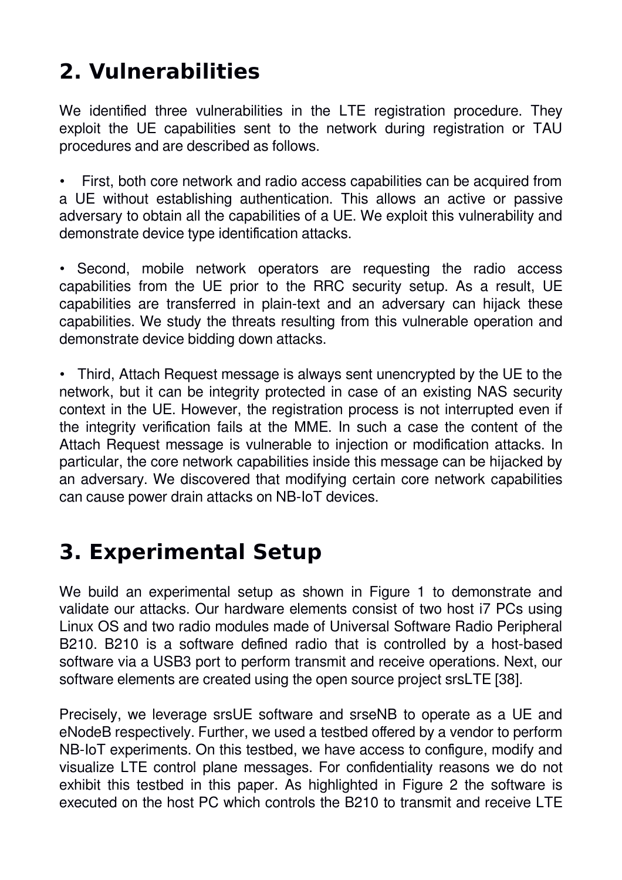## 2. Vulnerabilities

We identified three vulnerabilities in the LTE registration procedure. They exploit the UE capabilities sent to the network during registration or TAU procedures and are described as follows.

- First, both core network and radio access capabilities can be acquired from a UE without establishing authentication. This allows an active or passive adversary to obtain all the capabilities of a UE. We exploit this vulnerability and demonstrate device type identification attacks.

- Second, mobile network operators are requesting the radio access capabilities from the UE prior to the RRC security setup. As a result, UE capabilities are transferred in plain-text and an adversary can hijack these capabilities. We study the threats resulting from this vulnerable operation and demonstrate device bidding down attacks.

- Third, Attach Request message is always sent unencrypted by the UE to the network, but it can be integrity protected in case of an existing NAS security context in the UE. However, the registration process is not interrupted even if the integrity verification fails at the MME. In such a case the content of the Attach Request message is vulnerable to injection or modification attacks. In particular, the core network capabilities inside this message can be hijacked by an adversary. We discovered that modifying certain core network capabilities can cause power drain attacks on NB-IoT devices.

## 3. Experimental Setup

We build an experimental setup as shown in Figure 1 to demonstrate and validate our attacks. Our hardware elements consist of two host i7 PCs using Linux OS and two radio modules made of Universal Software Radio Peripheral B210. B210 is a software defined radio that is controlled by a host-based software via a USB3 port to perform transmit and receive operations. Next, our software elements are created using the open source project srsLTE [38].

Precisely, we leverage srsUE software and srseNB to operate as a UE and eNodeB respectively. Further, we used a testbed offered by a vendor to perform NB-IoT experiments. On this testbed, we have access to configure, modify and visualize LTE control plane messages. For confidentiality reasons we do not exhibit this testbed in this paper. As highlighted in Figure 2 the software is executed on the host PC which controls the B210 to transmit and receive LTE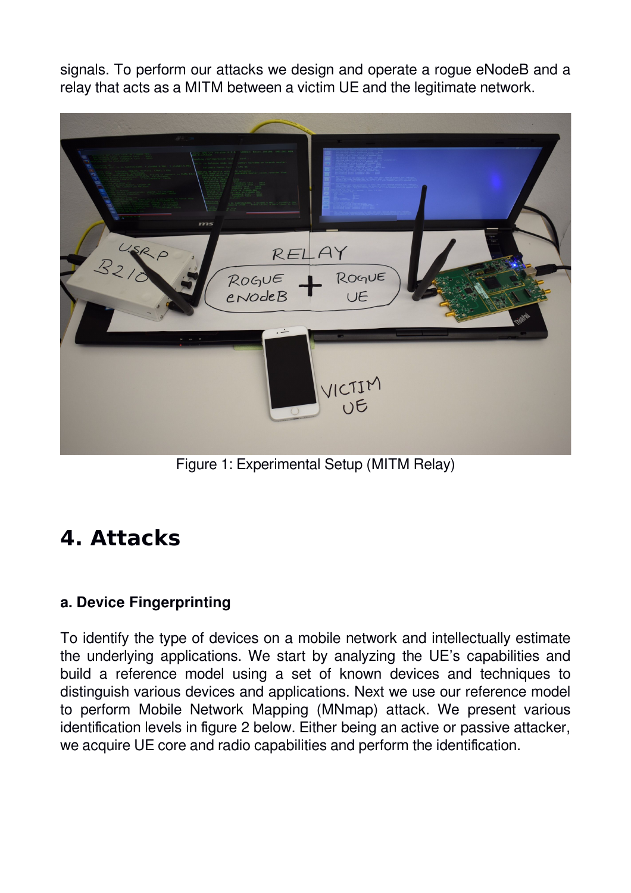signals. To perform our attacks we design and operate a rogue eNodeB and a relay that acts as a MITM between a victim UE and the legitimate network.

Figure 1: Experimental Setup (MITM Relay)

# 4. Attacks

### a. Device Fingerprinting

To identify the type of devices on a mobile network and intellectually estimate the underlying applications. We start by analyzing the UE's capabilities and build a reference model using a set of known devices and techniques to distinguish various devices and applications. Next we use our reference model to perform Mobile Network Mapping (MNmap) attack. We present various identification levels in figure 2 below. Either being an active or passive attacker, we acquire UE core and radio capabilities and perform the identification.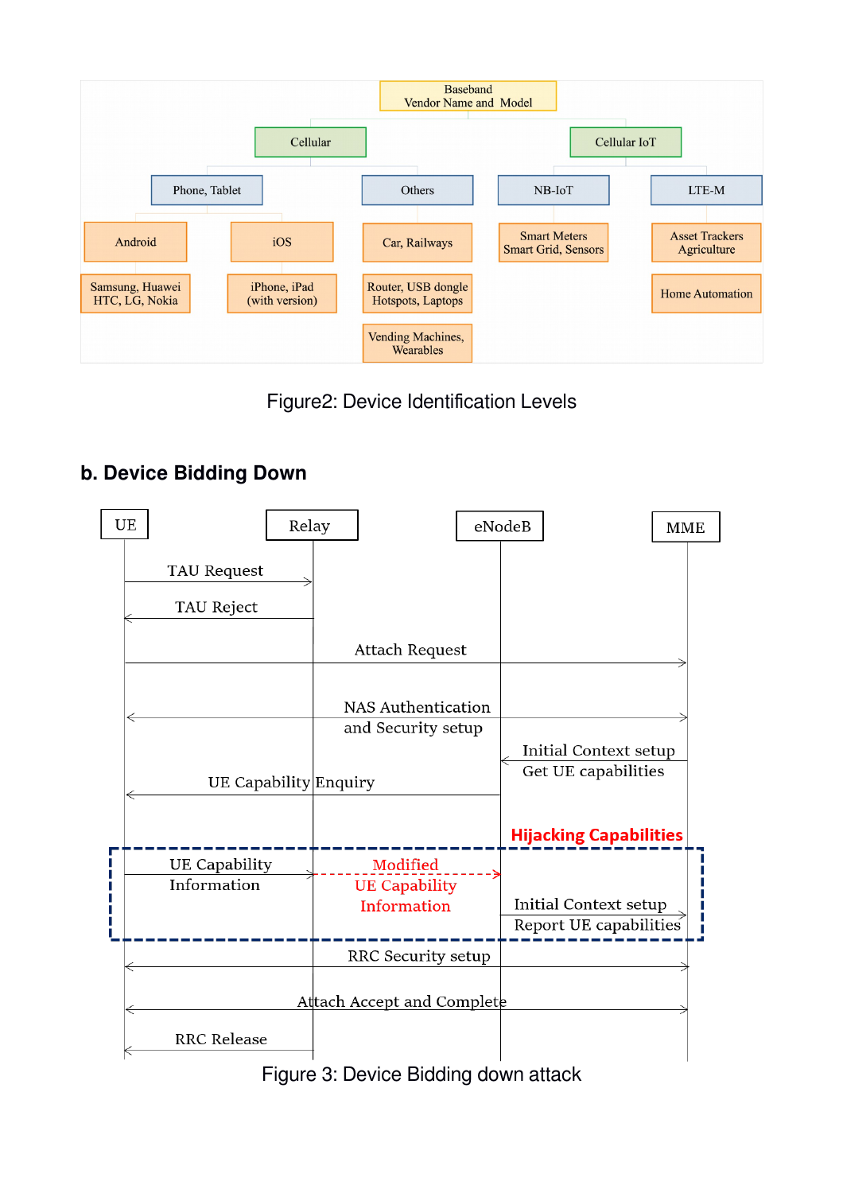Figure2: Device Identification Levels

## b. Device Bidding Down

Figure 3: Device Bidding down attack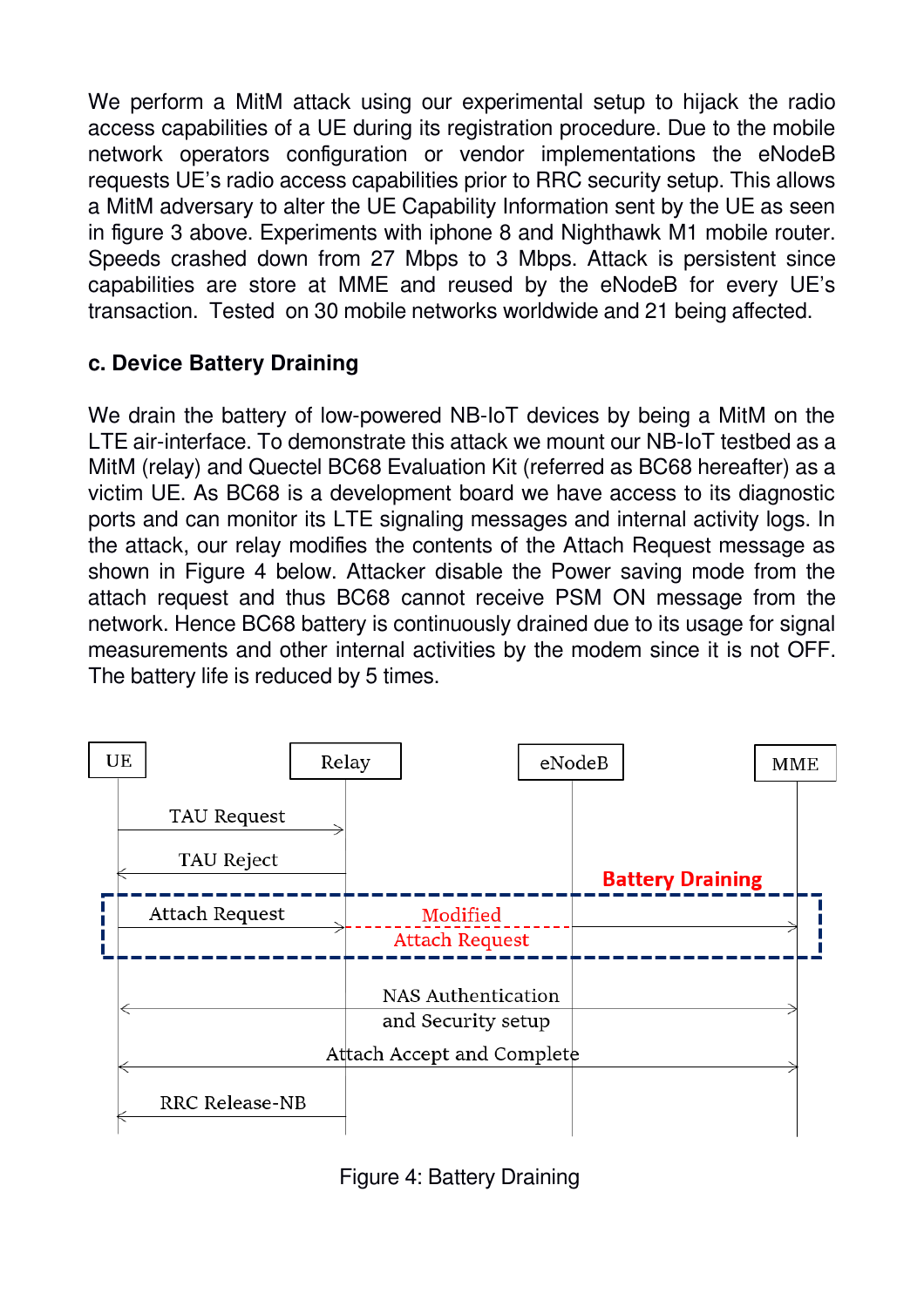We perform a MitM attack using our experimental setup to hijack the radio access capabilities of a UE during its registration procedure. Due to the mobile network operators configuration or vendor implementations the eNodeB requests UE's radio access capabilities prior to RRC security setup. This allows a MitM adversary to alter the UE Capability Information sent by the UE as seen in figure 3 above. Experiments with iphone 8 and Nighthawk M1 mobile router. Speeds crashed down from 27 Mbps to 3 Mbps. Attack is persistent since capabilities are store at MME and reused by the eNodeB for every UE's transaction. Tested on 30 mobile networks worldwide and 21 being affected.

### c. Device Battery Draining

We drain the battery of low-powered NB-IoT devices by being a MitM on the LTE air-interface. To demonstrate this attack we mount our NB-IoT testbed as a MitM (relay) and Quectel BC68 Evaluation Kit (referred as BC68 hereafter) as a victim UE. As BC68 is a development board we have access to its diagnostic ports and can monitor its LTE signaling messages and internal activity logs. In the attack, our relay modifies the contents of the Attach Request message as shown in Figure 4 below. Attacker disable the Power saving mode from the attach request and thus BC68 cannot receive PSM ON message from the network. Hence BC68 battery is continuously drained due to its usage for signal measurements and other internal activities by the modem since it is not OFF. The battery life is reduced by 5 times.

UE | Relay | eNodeB | MME

TAU Request

TAU Reject

Battery Draining

Attach Request

Modified Attach Request

NAS Authentication and Security setup

Attach Accept and Complete

RRC Release-NB

Figure 4: Battery Draining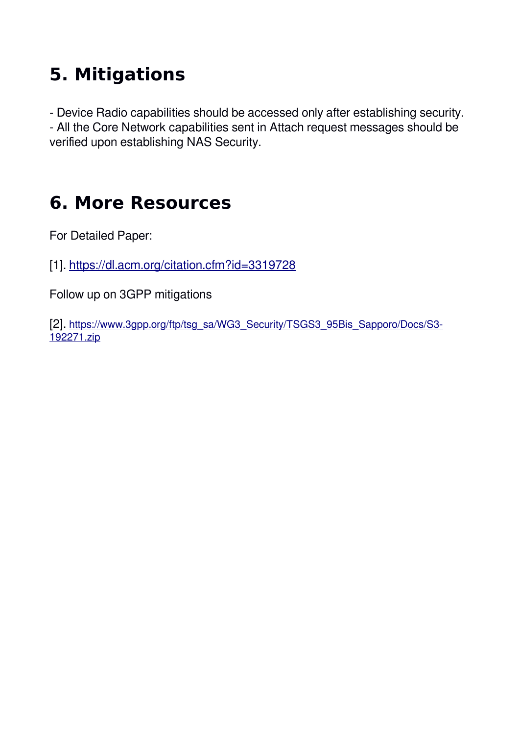## 5. Mitigations

- Device Radio capabilities should be accessed only after establishing security.
- All the Core Network capabilities sent in Attach request messages should be verified upon establishing NAS Security.

## 6. More Resources

For Detailed Paper:

[1]. https://dl.acm.org/citation.cfm?id=3319728

Follow up on 3GPP mitigations

[2]. https://www.3gpp.org/ftp/tsg_sa/WG3_Security/TSGS3_95Bis_Sapporo/Docs/S3-192271.zip